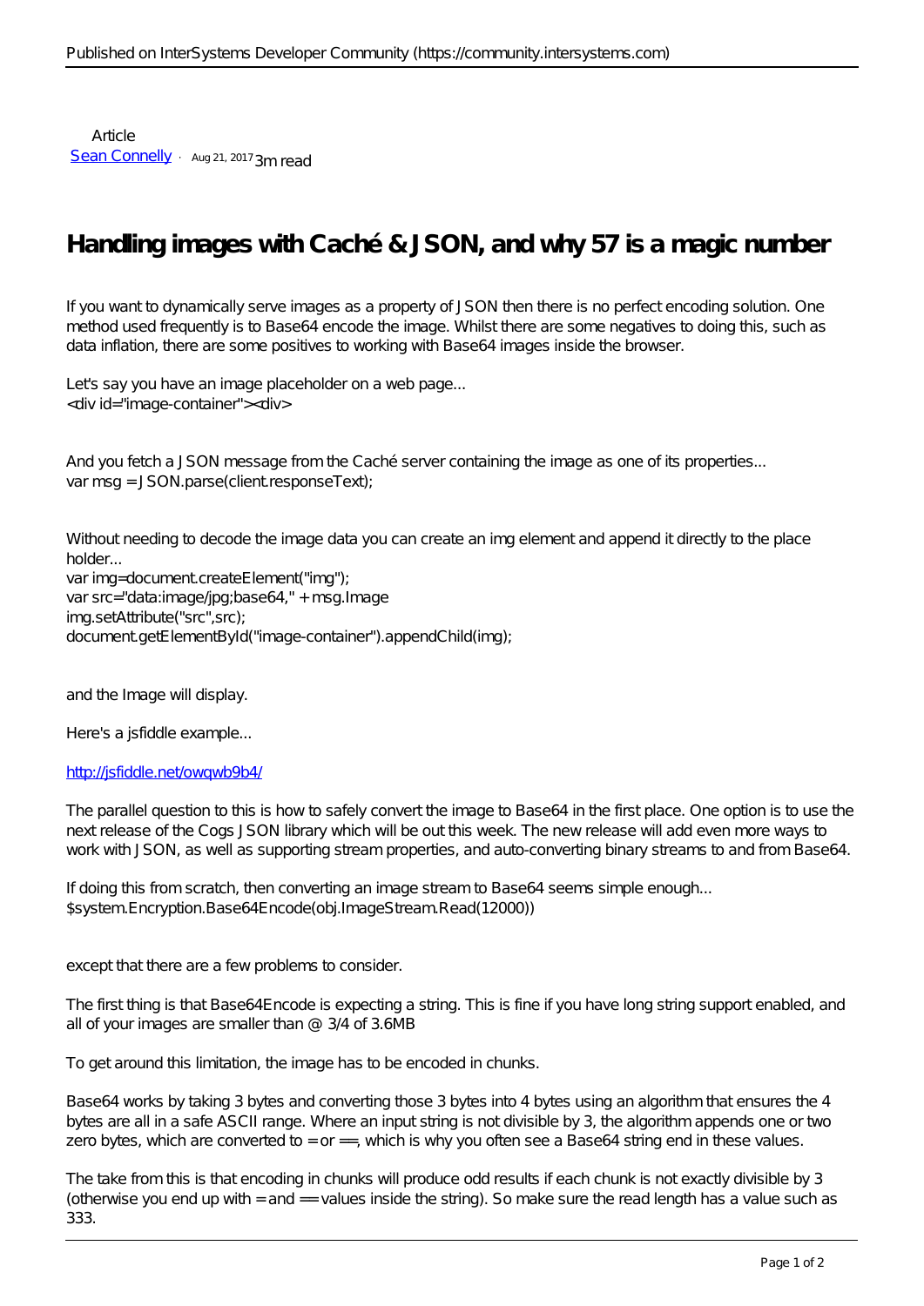Article [Sean Connelly](https://community.intersystems.com/user/sean-connelly) · Aug 21, 2017 3m read

## **Handling images with Caché & JSON, and why 57 is a magic number**

If you want to dynamically serve images as a property of JSON then there is no perfect encoding solution. One method used frequently is to Base64 encode the image. Whilst there are some negatives to doing this, such as data inflation, there are some positives to working with Base64 images inside the browser.

Let's say you have an image placeholder on a web page... <div id="image-container"><div>

And you fetch a JSON message from the Caché server containing the image as one of its properties... var msg = JSON.parse(clientresponseText);

Without needing to decode the image data you can create an img element and append it directly to the place holder...

var img=document.createElement("img"); var src="data:image/jpg;base64," + msg.Image img.setAttribute("src",src); document getElementById("image-container").appendChild(img);

and the Image will display.

Here's a jsfiddle example...

## http://sfiddle.net/owgwb9b4/

The parallel question to this is how to safely convert the image to Base64 in the first place. One option is to use the next release of the Cogs JSON library which will be out this week. The new release will add even more ways to work with JSON, as well as supporting stream properties, and auto-converting binary streams to and from Base64.

If doing this from scratch, then converting an image stream to Base64 seems simple enough... \$system.Encryption.Base64Encode(obj.ImageStream.Read(12000))

except that there are a few problems to consider.

The first thing is that Base64Encode is expecting a string. This is fine if you have long string support enabled, and all of your images are smaller than @ 3/4 of 3.6MB

To get around this limitation, the image has to be encoded in chunks.

Base64 works by taking 3 bytes and converting those 3 bytes into 4 bytes using an algorithm that ensures the 4 bytes are all in a safe ASCII range. Where an input string is not divisible by 3, the algorithm appends one or two zero bytes, which are converted to  $=$  or  $==$ , which is why you often see a Base64 string end in these values.

The take from this is that encoding in chunks will produce odd results if each chunk is not exactly divisible by 3 (otherwise you end up with  $=$  and  $==$  values inside the string). So make sure the read length has a value such as 333.